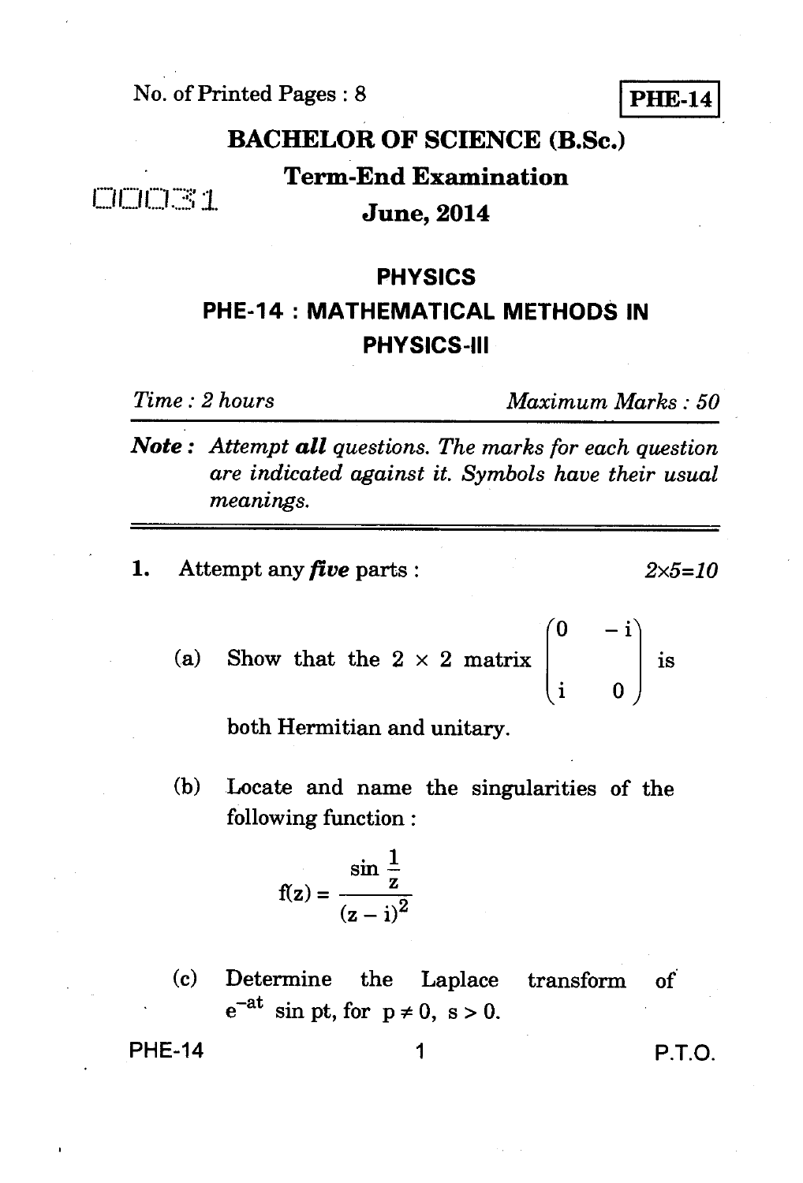No. of Printed Pages : 8 **PHE-14**

# BACHELOR OF SCIENCE (B.Sc.)

## Term-End Examination

00031

## June, 2014

## PHYSICS

## PHE-14 : MATHEMATICAL METHODS IN PHYSICS-III

*Time : 2 hours* *Maximum Marks : 50*

***Note :*** *Attempt **all** questions. The marks for each question are indicated against it. Symbols have their usual meanings.*

---

**1.** Attempt any ***five*** parts : *2×5=10*

(a) Show that the 2 × 2 matrix $\begin{pmatrix} 0 & -i \\ i & 0 \end{pmatrix}$ is both Hermitian and unitary.

(b) Locate and name the singularities of the following function :

$$f(z) = \frac{\sin \frac{1}{z}}{(z - i)^2}$$

(c) Determine the Laplace transform of $e^{-at} \sin pt$, for $p \neq 0$, $s > 0$.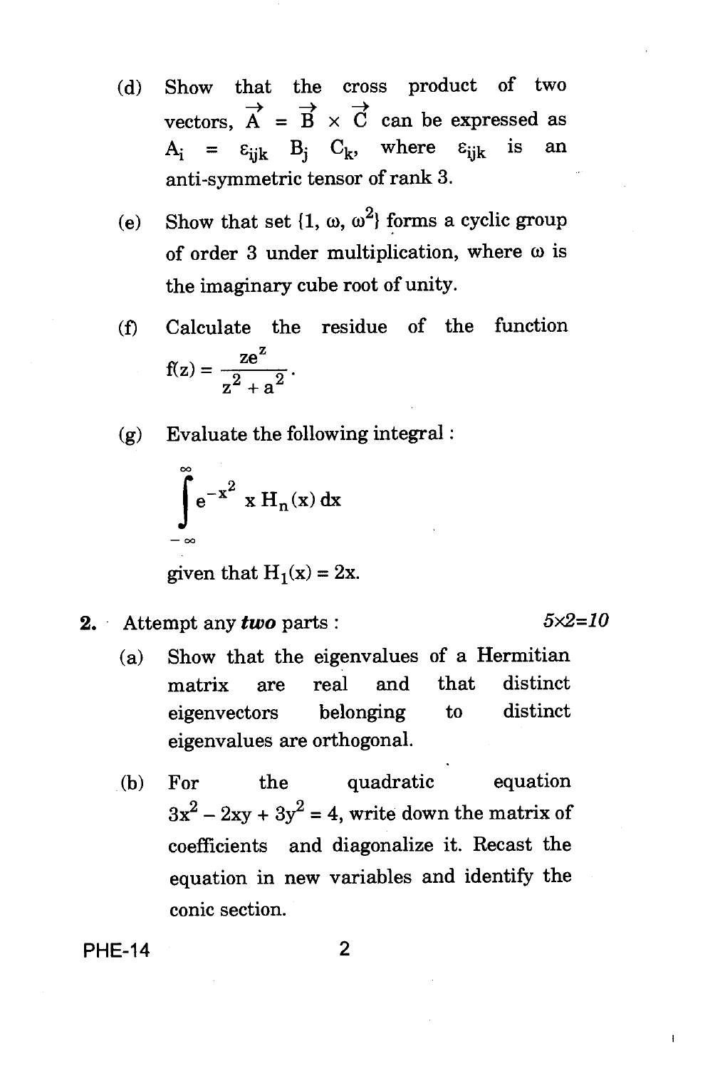(d) Show that the cross product of two vectors, $\vec{A} = \vec{B} \times \vec{C}$ can be expressed as $A_i = \varepsilon_{ijk} B_j C_k$, where $\varepsilon_{ijk}$ is an anti-symmetric tensor of rank 3.

(e) Show that set $\{1, \omega, \omega^2\}$ forms a cyclic group of order 3 under multiplication, where $\omega$ is the imaginary cube root of unity.

(f) Calculate the residue of the function $f(z) = \dfrac{ze^z}{z^2 + a^2}$.

(g) Evaluate the following integral :

$$\int_{-\infty}^{\infty} e^{-x^2} x H_n(x) \, dx$$

given that $H_1(x) = 2x$.

**2.** Attempt any ***two*** parts : *5×2=10*

(a) Show that the eigenvalues of a Hermitian matrix are real and that distinct eigenvectors belonging to distinct eigenvalues are orthogonal.

(b) For the quadratic equation $3x^2 - 2xy + 3y^2 = 4$, write down the matrix of coefficients and diagonalize it. Recast the equation in new variables and identify the conic section.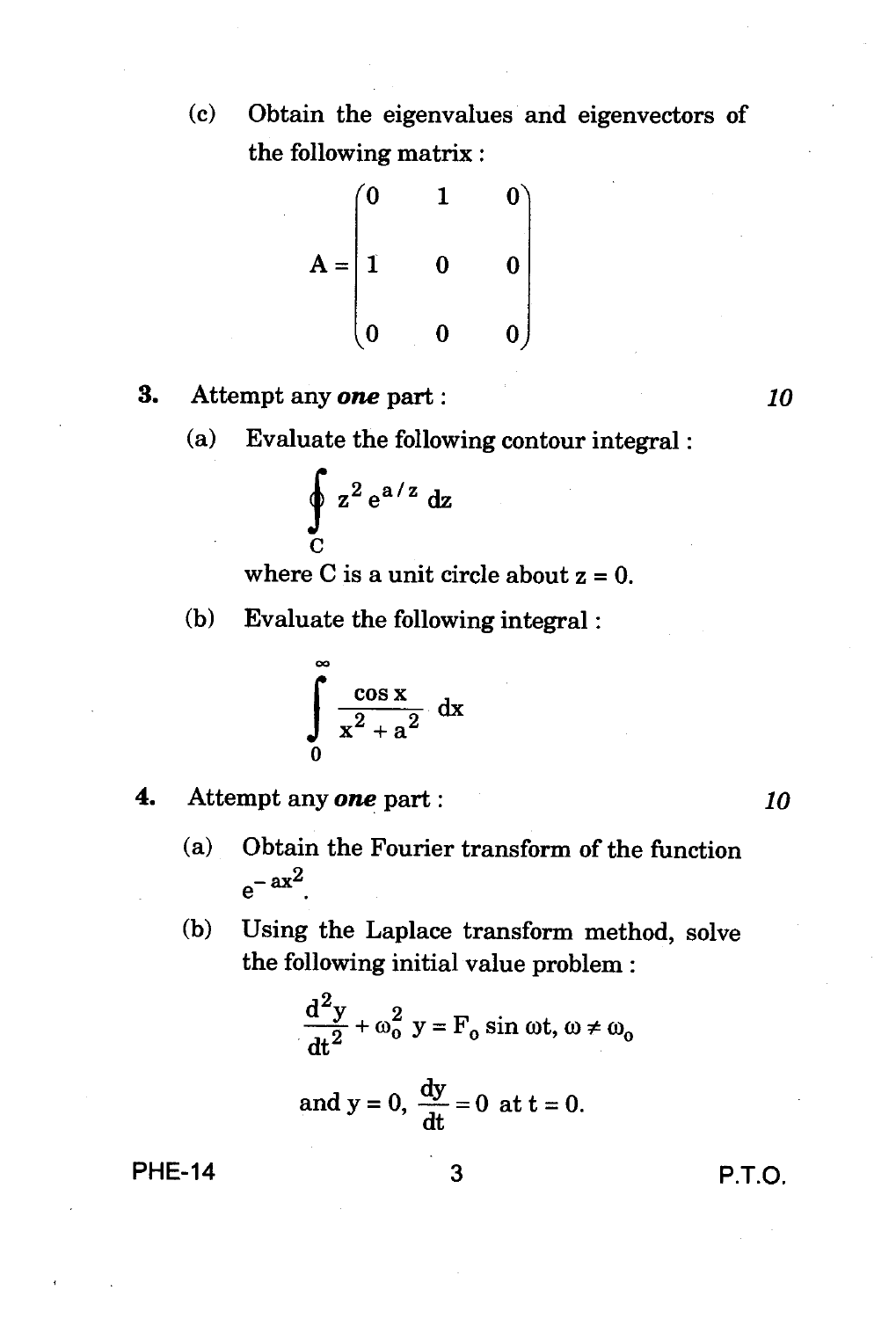(c) Obtain the eigenvalues and eigenvectors of the following matrix :

$$A = \begin{pmatrix} 0 & 1 & 0 \\ 1 & 0 & 0 \\ 0 & 0 & 0 \end{pmatrix}$$

**3.** Attempt any ***one*** part : *10*

(a) Evaluate the following contour integral :

$$\oint_C z^2 e^{a/z} \, dz$$

where C is a unit circle about $z = 0$.

(b) Evaluate the following integral :

$$\int_0^\infty \frac{\cos x}{x^2 + a^2} \, dx$$

**4.** Attempt any ***one*** part : *10*

(a) Obtain the Fourier transform of the function $e^{-ax^2}$.

(b) Using the Laplace transform method, solve the following initial value problem :

$$\frac{d^2y}{dt^2} + \omega_0^2 \, y = F_0 \sin \omega t, \; \omega \neq \omega_0$$

$$\text{and } y = 0, \; \frac{dy}{dt} = 0 \text{ at } t = 0.$$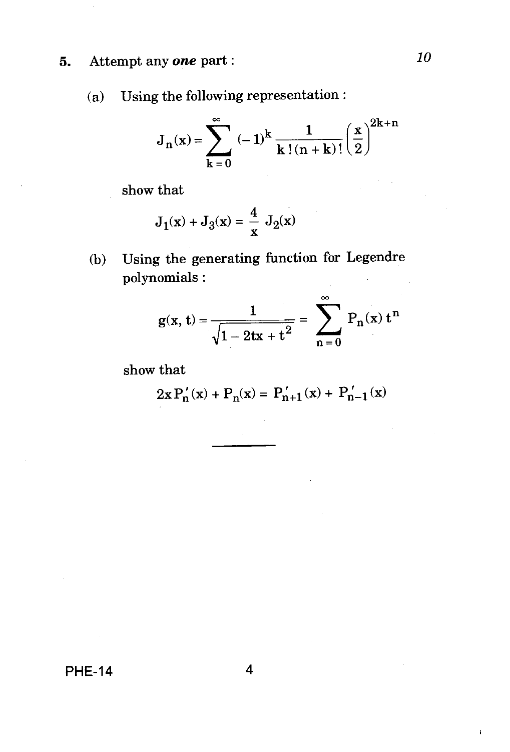5. Attempt any ***one*** part : *10*

(a) Using the following representation :

$$J_n(x) = \sum_{k=0}^{\infty} (-1)^k \frac{1}{k!(n+k)!} \left(\frac{x}{2}\right)^{2k+n}$$

show that

$$J_1(x) + J_3(x) = \frac{4}{x} J_2(x)$$

(b) Using the generating function for Legendre polynomials :

$$g(x, t) = \frac{1}{\sqrt{1 - 2tx + t^2}} = \sum_{n=0}^{\infty} P_n(x)\, t^n$$

show that

$$2x P_n'(x) + P_n(x) = P_{n+1}'(x) + P_{n-1}'(x)$$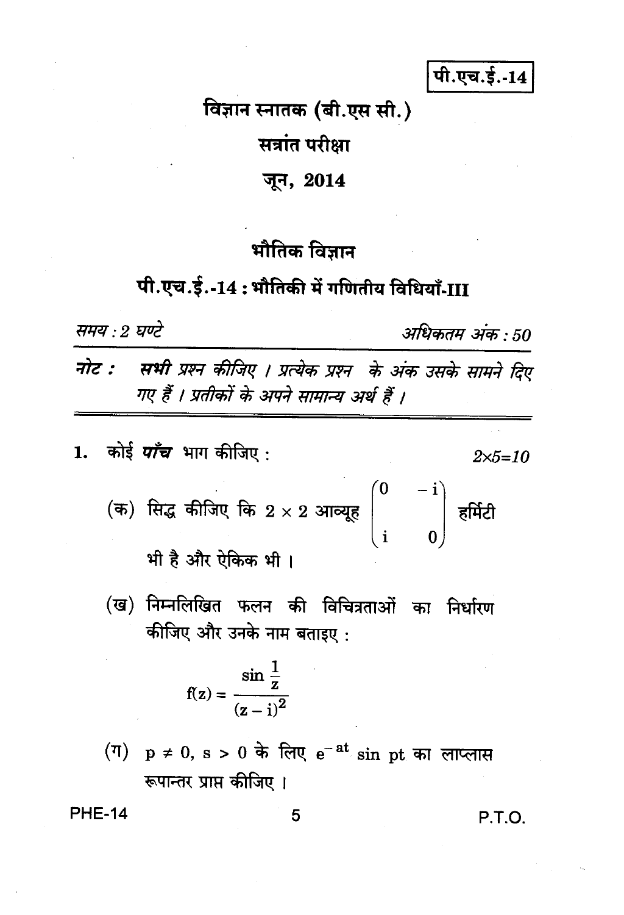पी.एच.ई.-14

# विज्ञान स्नातक (बी.एस सी.)

## सत्रांत परीक्षा

## जून, 2014

## भौतिक विज्ञान

## पी.एच.ई.-14 : भौतिकी में गणितीय विधियाँ-III

*समय : 2 घण्टे* *अधिकतम अंक : 50*

***नोट :*** ***सभी*** *प्रश्न कीजिए । प्रत्येक प्रश्न के अंक उसके सामने दिए गए हैं । प्रतीकों के अपने सामान्य अर्थ हैं ।*

---

**1.** कोई ***पाँच*** भाग कीजिए : *2×5=10*

(क) सिद्ध कीजिए कि $2 \times 2$ आव्यूह $\begin{pmatrix} 0 & -i \\ i & 0 \end{pmatrix}$ हर्मिटी भी है और ऐकिक भी ।

(ख) निम्नलिखित फलन की विचित्रताओं का निर्धारण कीजिए और उनके नाम बताइए :

$$f(z) = \frac{\sin \frac{1}{z}}{(z - i)^2}$$

(ग) $p \neq 0$, $s > 0$ के लिए $e^{-at} \sin pt$ का लाप्लास रूपान्तर प्राप्त कीजिए ।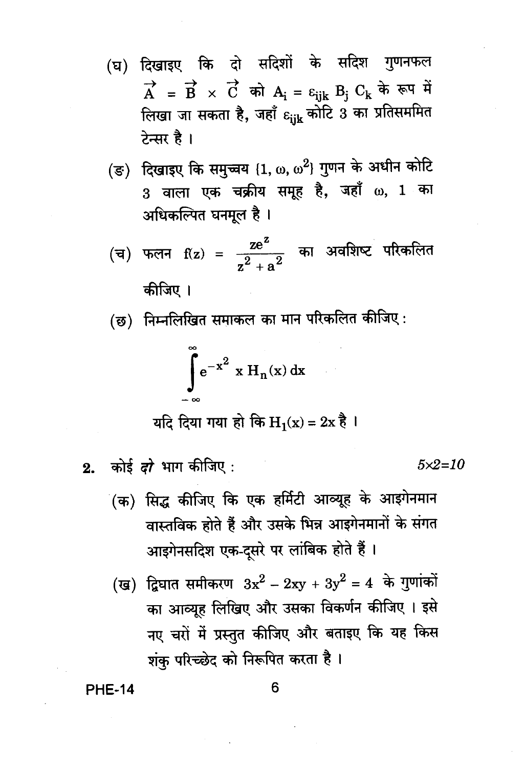(घ) दिखाइए कि दो सदिशों के सदिश गुणनफल $\vec{A} = \vec{B} \times \vec{C}$ को $A_i = \varepsilon_{ijk} B_j C_k$ के रूप में लिखा जा सकता है, जहाँ $\varepsilon_{ijk}$ कोटि 3 का प्रतिसममित टेन्सर है ।

(ङ) दिखाइए कि समुच्चय $\{1, \omega, \omega^2\}$ गुणन के अधीन कोटि 3 वाला एक चक्रीय समूह है, जहाँ $\omega$, 1 का अधिकल्पित घनमूल है ।

(च) फलन $f(z) = \dfrac{ze^z}{z^2 + a^2}$ का अवशिष्ट परिकलित कीजिए ।

(छ) निम्नलिखित समाकल का मान परिकलित कीजिए :

$$\int_{-\infty}^{\infty} e^{-x^2} \, x \, H_n(x) \, dx$$

यदि दिया गया हो कि $H_1(x) = 2x$ है ।

**2.** कोई *दो* भाग कीजिए : $5\times2=10$

(क) सिद्ध कीजिए कि एक हर्मिटी आव्यूह के आइगेनमान वास्तविक होते हैं और उसके भिन्न आइगेनमानों के संगत आइगेनसदिश एक-दूसरे पर लांबिक होते हैं ।

(ख) द्विघात समीकरण $3x^2 - 2xy + 3y^2 = 4$ के गुणांकों का आव्यूह लिखिए और उसका विकर्णन कीजिए । इसे नए चरों में प्रस्तुत कीजिए और बताइए कि यह किस शंकु परिच्छेद को निरूपित करता है ।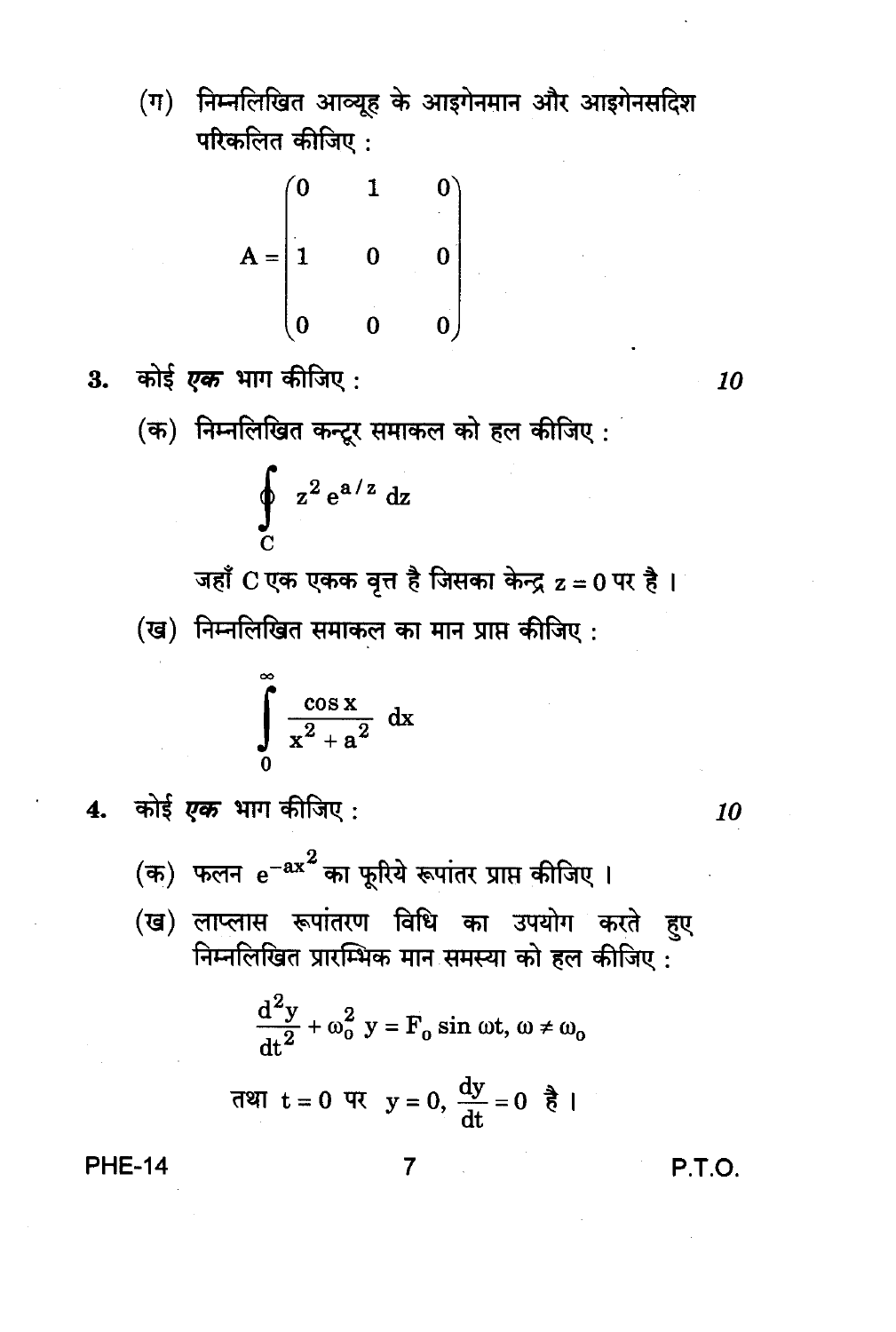(ग) निम्नलिखित आव्यूह के आइगेनमान और आइगेनसदिश परिकलित कीजिए :

$$A = \begin{pmatrix} 0 & 1 & 0 \\ 1 & 0 & 0 \\ 0 & 0 & 0 \end{pmatrix}$$

**3.** कोई *एक* भाग कीजिए : *10*

(क) निम्नलिखित कन्टूर समाकल को हल कीजिए :

$$\oint_C z^2 \, e^{a/z} \, dz$$

जहाँ C एक एकक वृत्त है जिसका केन्द्र $z = 0$ पर है ।

(ख) निम्नलिखित समाकल का मान प्राप्त कीजिए :

$$\int_0^{\infty} \frac{\cos x}{x^2 + a^2} \, dx$$

**4.** कोई *एक* भाग कीजिए : *10*

(क) फलन $e^{-ax^2}$ का फूरिये रूपांतर प्राप्त कीजिए ।

(ख) लाप्लास रूपांतरण विधि का उपयोग करते हुए निम्नलिखित प्रारम्भिक मान समस्या को हल कीजिए :

$$\frac{d^2y}{dt^2} + \omega_0^2 \, y = F_0 \sin \omega t, \; \omega \neq \omega_0$$

तथा $t = 0$ पर $y = 0, \dfrac{dy}{dt} = 0$ है ।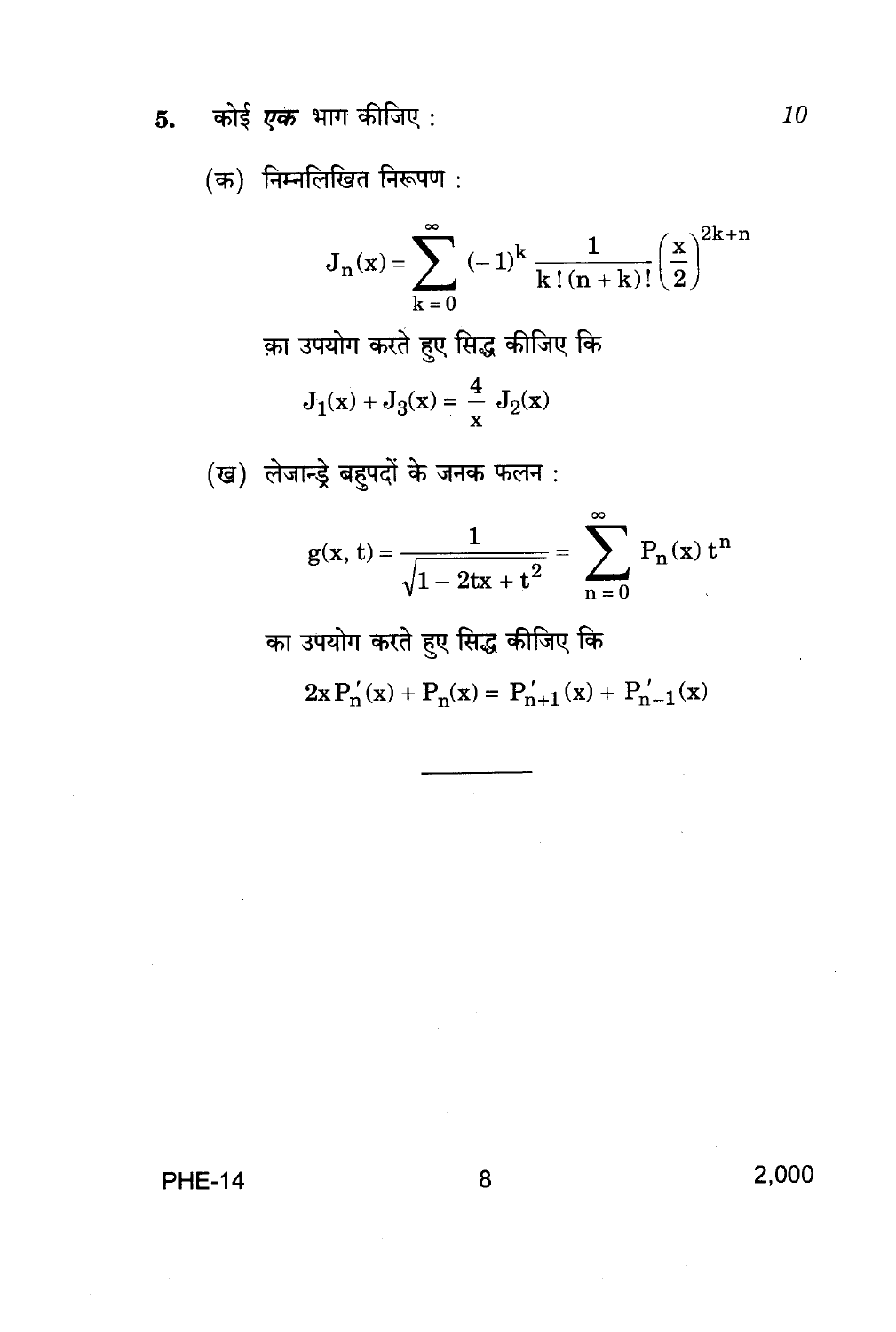5. कोई **एक** भाग कीजिए : *10*

(क) निम्नलिखित निरूपण :

$$J_n(x) = \sum_{k=0}^{\infty} (-1)^k \frac{1}{k!\,(n+k)!} \left(\frac{x}{2}\right)^{2k+n}$$

का उपयोग करते हुए सिद्ध कीजिए कि

$$J_1(x) + J_3(x) = \frac{4}{x} J_2(x)$$

(ख) लेजान्ड्रे बहुपदों के जनक फलन :

$$g(x, t) = \frac{1}{\sqrt{1 - 2tx + t^2}} = \sum_{n=0}^{\infty} P_n(x)\, t^n$$

का उपयोग करते हुए सिद्ध कीजिए कि

$$2x P_n'(x) + P_n(x) = P_{n+1}'(x) + P_{n-1}'(x)$$

---

PHE-14

2,000